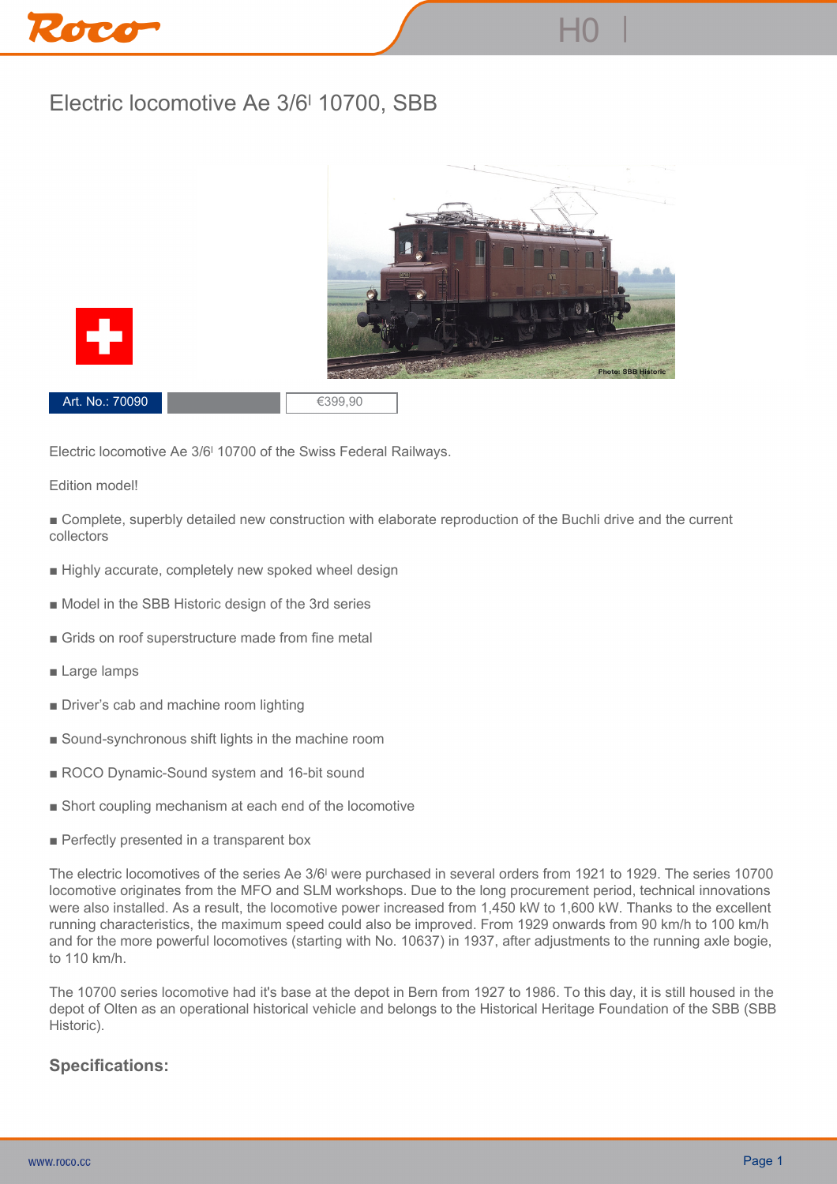# Electric locomotive Ae 3/6<sup>I</sup> 10700, SBB

Art. No.: 70090 | €399,90

Electric locomotive Ae 3/6I 10700 of the Swiss Federal Railways.

Edition model!

- Complete, superbly detailed new construction with elaborate reproduction of the Buchli drive and the current collectors
- Highly accurate, completely new spoked wheel design
- Model in the SBB Historic design of the 3rd series
- Grids on roof superstructure made from fine metal
- Large lamps
- Driver's cab and machine room lighting
- Sound-synchronous shift lights in the machine room
- ROCO Dynamic-Sound system and 16-bit sound
- Short coupling mechanism at each end of the locomotive
- Perfectly presented in a transparent box

The electric locomotives of the series Ae 3/6I were purchased in several orders from 1921 to 1929. The series 10700 locomotive originates from the MFO and SLM workshops. Due to the long procurement period, technical innovations were also installed. As a result, the locomotive power increased from 1,450 kW to 1,600 kW. Thanks to the excellent running characteristics, the maximum speed could also be improved. From 1929 onwards from 90 km/h to 100 km/h and for the more powerful locomotives (starting with No. 10637) in 1937, after adjustments to the running axle bogie, to 110 km/h.

The 10700 series locomotive had it's base at the depot in Bern from 1927 to 1986. To this day, it is still housed in the depot of Olten as an operational historical vehicle and belongs to the Historical Heritage Foundation of the SBB (SBB Historic).

## Specifications: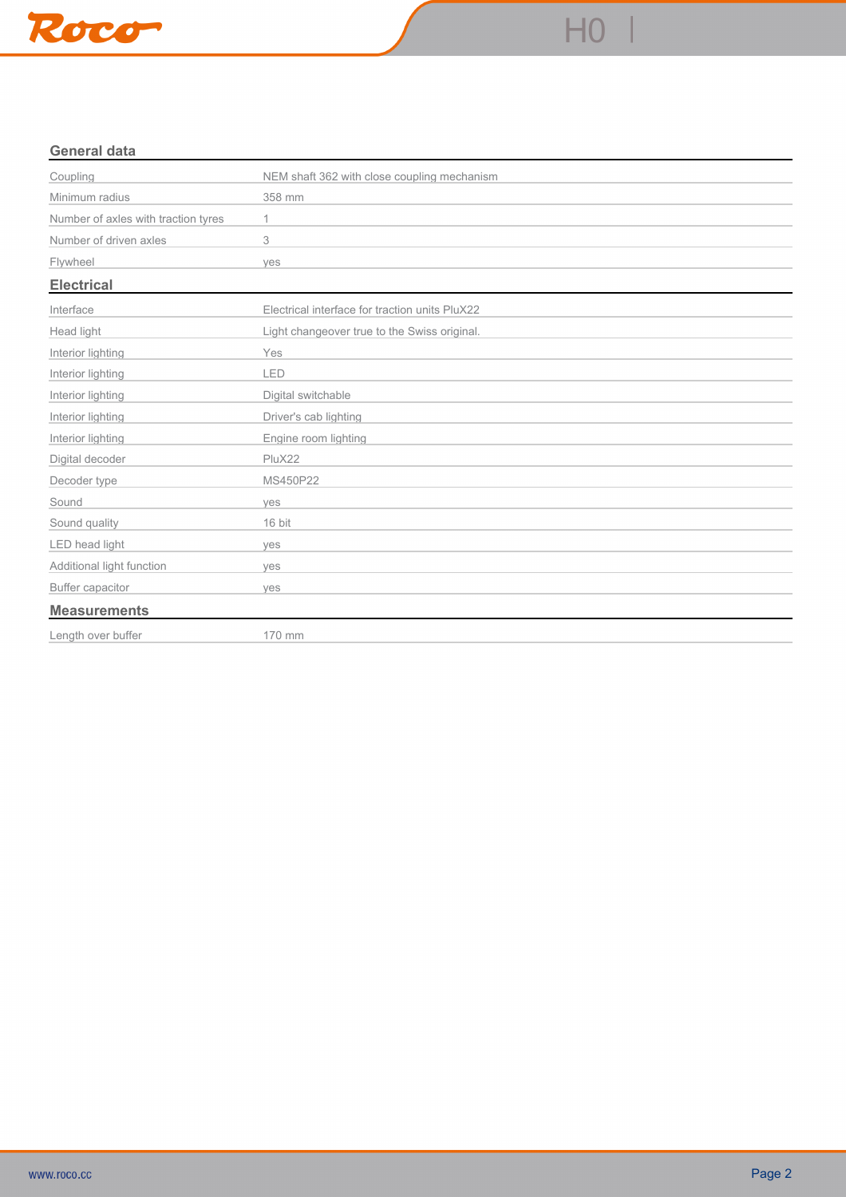## General data

| | |
|---|---|
| Coupling | NEM shaft 362 with close coupling mechanism |
| Minimum radius | 358 mm |
| Number of axles with traction tyres | 1 |
| Number of driven axles | 3 |
| Flywheel | yes |

## Electrical

| | |
|---|---|
| Interface | Electrical interface for traction units PluX22 |
| Head light | Light changeover true to the Swiss original. |
| Interior lighting | Yes |
| Interior lighting | LED |
| Interior lighting | Digital switchable |
| Interior lighting | Driver's cab lighting |
| Interior lighting | Engine room lighting |
| Digital decoder | PluX22 |
| Decoder type | MS450P22 |
| Sound | yes |
| Sound quality | 16 bit |
| LED head light | yes |
| Additional light function | yes |
| Buffer capacitor | yes |

## Measurements

| | |
|---|---|
| Length over buffer | 170 mm |